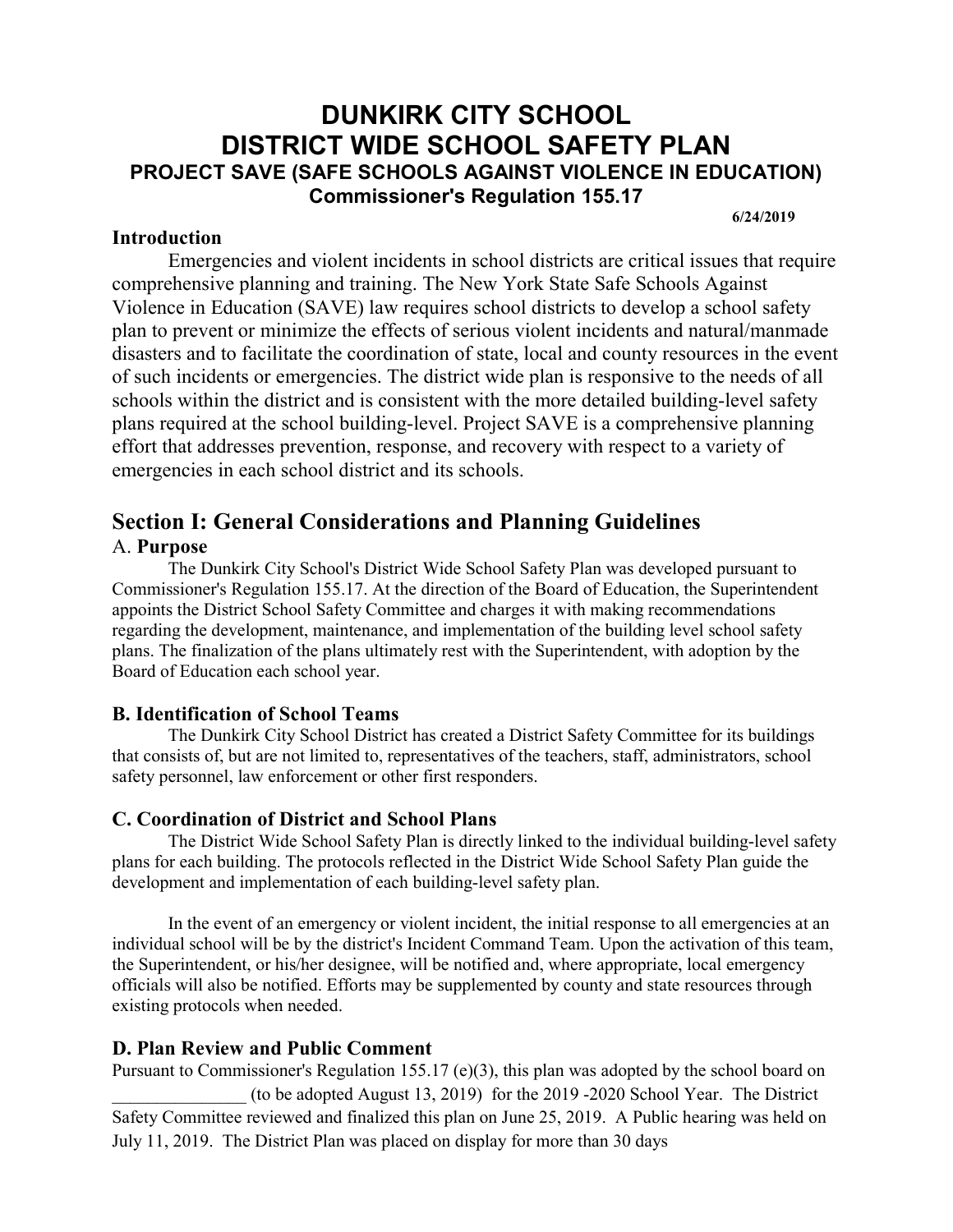# DUNKIRK CITY SCHOOL
# DISTRICT WIDE SCHOOL SAFETY PLAN
## PROJECT SAVE (SAFE SCHOOLS AGAINST VIOLENCE IN EDUCATION)
### Commissioner's Regulation 155.17

**6/24/2019**

### Introduction

Emergencies and violent incidents in school districts are critical issues that require comprehensive planning and training. The New York State Safe Schools Against Violence in Education (SAVE) law requires school districts to develop a school safety plan to prevent or minimize the effects of serious violent incidents and natural/manmade disasters and to facilitate the coordination of state, local and county resources in the event of such incidents or emergencies. The district wide plan is responsive to the needs of all schools within the district and is consistent with the more detailed building-level safety plans required at the school building-level. Project SAVE is a comprehensive planning effort that addresses prevention, response, and recovery with respect to a variety of emergencies in each school district and its schools.

## Section I: General Considerations and Planning Guidelines

### A. Purpose

The Dunkirk City School's District Wide School Safety Plan was developed pursuant to Commissioner's Regulation 155.17. At the direction of the Board of Education, the Superintendent appoints the District School Safety Committee and charges it with making recommendations regarding the development, maintenance, and implementation of the building level school safety plans. The finalization of the plans ultimately rest with the Superintendent, with adoption by the Board of Education each school year.

### B. Identification of School Teams

The Dunkirk City School District has created a District Safety Committee for its buildings that consists of, but are not limited to, representatives of the teachers, staff, administrators, school safety personnel, law enforcement or other first responders.

### C. Coordination of District and School Plans

The District Wide School Safety Plan is directly linked to the individual building-level safety plans for each building. The protocols reflected in the District Wide School Safety Plan guide the development and implementation of each building-level safety plan.

In the event of an emergency or violent incident, the initial response to all emergencies at an individual school will be by the district's Incident Command Team. Upon the activation of this team, the Superintendent, or his/her designee, will be notified and, where appropriate, local emergency officials will also be notified. Efforts may be supplemented by county and state resources through existing protocols when needed.

### D. Plan Review and Public Comment

Pursuant to Commissioner's Regulation 155.17 (e)(3), this plan was adopted by the school board on _______________ (to be adopted August 13, 2019) for the 2019 -2020 School Year. The District Safety Committee reviewed and finalized this plan on June 25, 2019. A Public hearing was held on July 11, 2019. The District Plan was placed on display for more than 30 days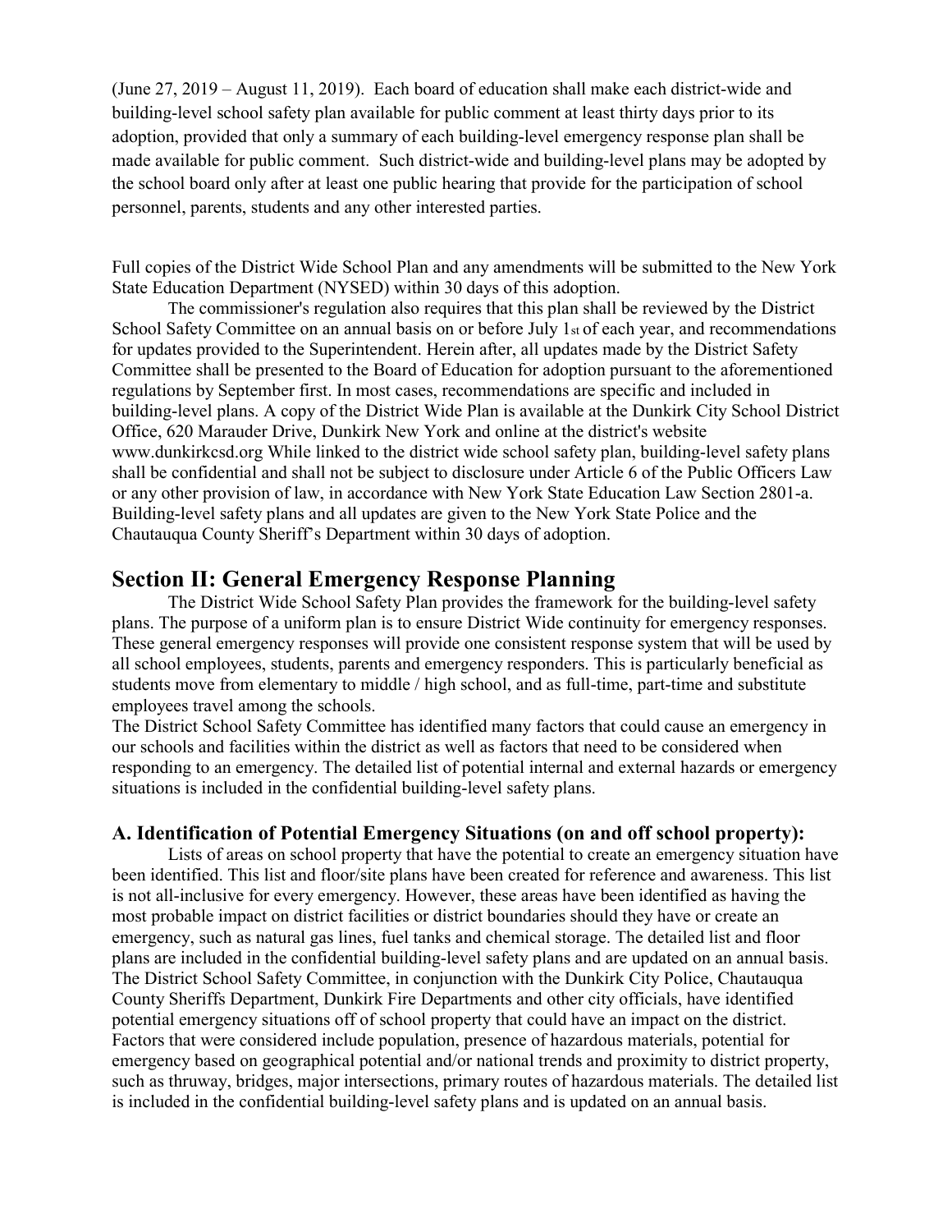(June 27, 2019 – August 11, 2019). Each board of education shall make each district-wide and building-level school safety plan available for public comment at least thirty days prior to its adoption, provided that only a summary of each building-level emergency response plan shall be made available for public comment. Such district-wide and building-level plans may be adopted by the school board only after at least one public hearing that provide for the participation of school personnel, parents, students and any other interested parties.

Full copies of the District Wide School Plan and any amendments will be submitted to the New York State Education Department (NYSED) within 30 days of this adoption.

The commissioner's regulation also requires that this plan shall be reviewed by the District School Safety Committee on an annual basis on or before July 1st of each year, and recommendations for updates provided to the Superintendent. Herein after, all updates made by the District Safety Committee shall be presented to the Board of Education for adoption pursuant to the aforementioned regulations by September first. In most cases, recommendations are specific and included in building-level plans. A copy of the District Wide Plan is available at the Dunkirk City School District Office, 620 Marauder Drive, Dunkirk New York and online at the district's website www.dunkirkcsd.org While linked to the district wide school safety plan, building-level safety plans shall be confidential and shall not be subject to disclosure under Article 6 of the Public Officers Law or any other provision of law, in accordance with New York State Education Law Section 2801-a. Building-level safety plans and all updates are given to the New York State Police and the Chautauqua County Sheriff's Department within 30 days of adoption.

## Section II: General Emergency Response Planning

The District Wide School Safety Plan provides the framework for the building-level safety plans. The purpose of a uniform plan is to ensure District Wide continuity for emergency responses. These general emergency responses will provide one consistent response system that will be used by all school employees, students, parents and emergency responders. This is particularly beneficial as students move from elementary to middle / high school, and as full-time, part-time and substitute employees travel among the schools.

The District School Safety Committee has identified many factors that could cause an emergency in our schools and facilities within the district as well as factors that need to be considered when responding to an emergency. The detailed list of potential internal and external hazards or emergency situations is included in the confidential building-level safety plans.

### A. Identification of Potential Emergency Situations (on and off school property):

Lists of areas on school property that have the potential to create an emergency situation have been identified. This list and floor/site plans have been created for reference and awareness. This list is not all-inclusive for every emergency. However, these areas have been identified as having the most probable impact on district facilities or district boundaries should they have or create an emergency, such as natural gas lines, fuel tanks and chemical storage. The detailed list and floor plans are included in the confidential building-level safety plans and are updated on an annual basis. The District School Safety Committee, in conjunction with the Dunkirk City Police, Chautauqua County Sheriffs Department, Dunkirk Fire Departments and other city officials, have identified potential emergency situations off of school property that could have an impact on the district. Factors that were considered include population, presence of hazardous materials, potential for emergency based on geographical potential and/or national trends and proximity to district property, such as thruway, bridges, major intersections, primary routes of hazardous materials. The detailed list is included in the confidential building-level safety plans and is updated on an annual basis.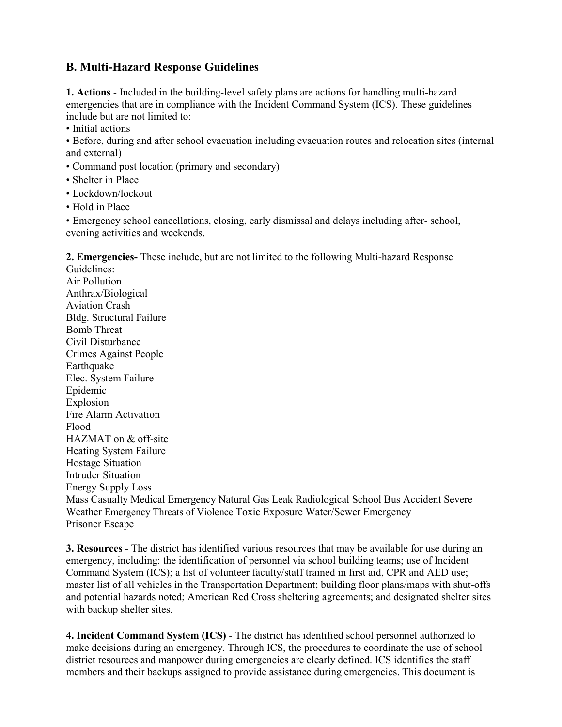## B. Multi-Hazard Response Guidelines

**1. Actions** - Included in the building-level safety plans are actions for handling multi-hazard emergencies that are in compliance with the Incident Command System (ICS). These guidelines include but are not limited to:

- Initial actions
- Before, during and after school evacuation including evacuation routes and relocation sites (internal and external)
- Command post location (primary and secondary)
- Shelter in Place
- Lockdown/lockout
- Hold in Place
- Emergency school cancellations, closing, early dismissal and delays including after- school, evening activities and weekends.

**2. Emergencies-** These include, but are not limited to the following Multi-hazard Response Guidelines:

Air Pollution
Anthrax/Biological
Aviation Crash
Bldg. Structural Failure
Bomb Threat
Civil Disturbance
Crimes Against People
Earthquake
Elec. System Failure
Epidemic
Explosion
Fire Alarm Activation
Flood
HAZMAT on & off-site
Heating System Failure
Hostage Situation
Intruder Situation
Energy Supply Loss
Mass Casualty Medical Emergency Natural Gas Leak Radiological School Bus Accident Severe Weather Emergency Threats of Violence Toxic Exposure Water/Sewer Emergency
Prisoner Escape

**3. Resources** - The district has identified various resources that may be available for use during an emergency, including: the identification of personnel via school building teams; use of Incident Command System (ICS); a list of volunteer faculty/staff trained in first aid, CPR and AED use; master list of all vehicles in the Transportation Department; building floor plans/maps with shut-offs and potential hazards noted; American Red Cross sheltering agreements; and designated shelter sites with backup shelter sites.

**4. Incident Command System (ICS)** - The district has identified school personnel authorized to make decisions during an emergency. Through ICS, the procedures to coordinate the use of school district resources and manpower during emergencies are clearly defined. ICS identifies the staff members and their backups assigned to provide assistance during emergencies. This document is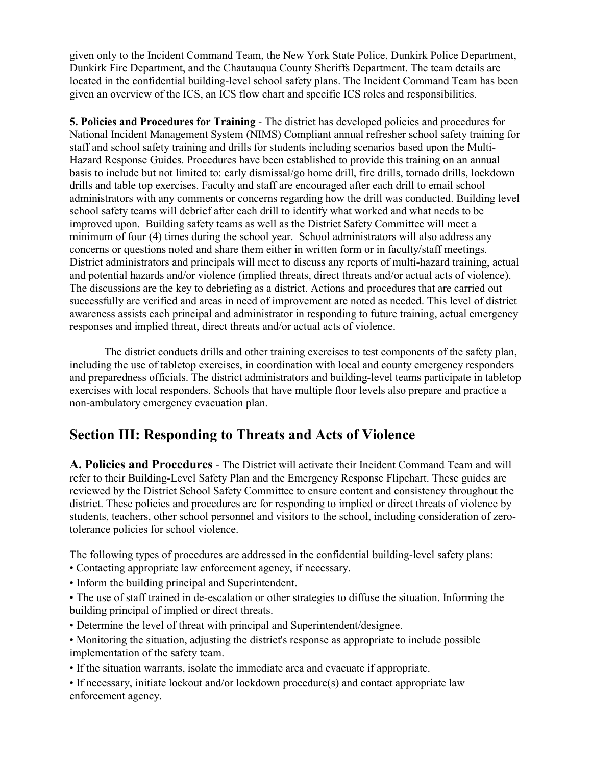given only to the Incident Command Team, the New York State Police, Dunkirk Police Department, Dunkirk Fire Department, and the Chautauqua County Sheriffs Department. The team details are located in the confidential building-level school safety plans. The Incident Command Team has been given an overview of the ICS, an ICS flow chart and specific ICS roles and responsibilities.

**5. Policies and Procedures for Training** - The district has developed policies and procedures for National Incident Management System (NIMS) Compliant annual refresher school safety training for staff and school safety training and drills for students including scenarios based upon the Multi-Hazard Response Guides. Procedures have been established to provide this training on an annual basis to include but not limited to: early dismissal/go home drill, fire drills, tornado drills, lockdown drills and table top exercises. Faculty and staff are encouraged after each drill to email school administrators with any comments or concerns regarding how the drill was conducted. Building level school safety teams will debrief after each drill to identify what worked and what needs to be improved upon. Building safety teams as well as the District Safety Committee will meet a minimum of four (4) times during the school year. School administrators will also address any concerns or questions noted and share them either in written form or in faculty/staff meetings. District administrators and principals will meet to discuss any reports of multi-hazard training, actual and potential hazards and/or violence (implied threats, direct threats and/or actual acts of violence). The discussions are the key to debriefing as a district. Actions and procedures that are carried out successfully are verified and areas in need of improvement are noted as needed. This level of district awareness assists each principal and administrator in responding to future training, actual emergency responses and implied threat, direct threats and/or actual acts of violence.

The district conducts drills and other training exercises to test components of the safety plan, including the use of tabletop exercises, in coordination with local and county emergency responders and preparedness officials. The district administrators and building-level teams participate in tabletop exercises with local responders. Schools that have multiple floor levels also prepare and practice a non-ambulatory emergency evacuation plan.

## Section III: Responding to Threats and Acts of Violence

**A. Policies and Procedures** - The District will activate their Incident Command Team and will refer to their Building-Level Safety Plan and the Emergency Response Flipchart. These guides are reviewed by the District School Safety Committee to ensure content and consistency throughout the district. These policies and procedures are for responding to implied or direct threats of violence by students, teachers, other school personnel and visitors to the school, including consideration of zero-tolerance policies for school violence.

The following types of procedures are addressed in the confidential building-level safety plans:

- Contacting appropriate law enforcement agency, if necessary.
- Inform the building principal and Superintendent.
- The use of staff trained in de-escalation or other strategies to diffuse the situation. Informing the building principal of implied or direct threats.
- Determine the level of threat with principal and Superintendent/designee.
- Monitoring the situation, adjusting the district's response as appropriate to include possible implementation of the safety team.
- If the situation warrants, isolate the immediate area and evacuate if appropriate.
- If necessary, initiate lockout and/or lockdown procedure(s) and contact appropriate law enforcement agency.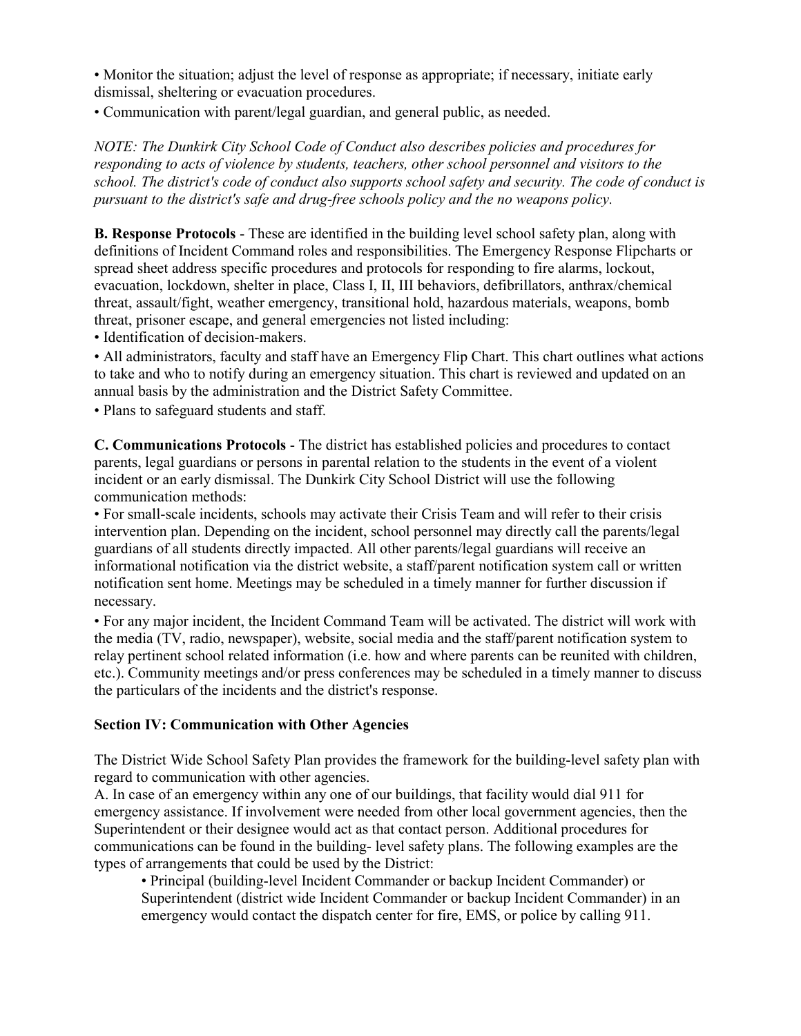- Monitor the situation; adjust the level of response as appropriate; if necessary, initiate early dismissal, sheltering or evacuation procedures.
- Communication with parent/legal guardian, and general public, as needed.

*NOTE: The Dunkirk City School Code of Conduct also describes policies and procedures for responding to acts of violence by students, teachers, other school personnel and visitors to the school. The district's code of conduct also supports school safety and security. The code of conduct is pursuant to the district's safe and drug-free schools policy and the no weapons policy.*

**B. Response Protocols** - These are identified in the building level school safety plan, along with definitions of Incident Command roles and responsibilities. The Emergency Response Flipcharts or spread sheet address specific procedures and protocols for responding to fire alarms, lockout, evacuation, lockdown, shelter in place, Class I, II, III behaviors, defibrillators, anthrax/chemical threat, assault/fight, weather emergency, transitional hold, hazardous materials, weapons, bomb threat, prisoner escape, and general emergencies not listed including:

- Identification of decision-makers.
- All administrators, faculty and staff have an Emergency Flip Chart. This chart outlines what actions to take and who to notify during an emergency situation. This chart is reviewed and updated on an annual basis by the administration and the District Safety Committee.
- Plans to safeguard students and staff.

**C. Communications Protocols** - The district has established policies and procedures to contact parents, legal guardians or persons in parental relation to the students in the event of a violent incident or an early dismissal. The Dunkirk City School District will use the following communication methods:

- For small-scale incidents, schools may activate their Crisis Team and will refer to their crisis intervention plan. Depending on the incident, school personnel may directly call the parents/legal guardians of all students directly impacted. All other parents/legal guardians will receive an informational notification via the district website, a staff/parent notification system call or written notification sent home. Meetings may be scheduled in a timely manner for further discussion if necessary.
- For any major incident, the Incident Command Team will be activated. The district will work with the media (TV, radio, newspaper), website, social media and the staff/parent notification system to relay pertinent school related information (i.e. how and where parents can be reunited with children, etc.). Community meetings and/or press conferences may be scheduled in a timely manner to discuss the particulars of the incidents and the district's response.

## Section IV: Communication with Other Agencies

The District Wide School Safety Plan provides the framework for the building-level safety plan with regard to communication with other agencies.

A. In case of an emergency within any one of our buildings, that facility would dial 911 for emergency assistance. If involvement were needed from other local government agencies, then the Superintendent or their designee would act as that contact person. Additional procedures for communications can be found in the building- level safety plans. The following examples are the types of arrangements that could be used by the District:

- Principal (building-level Incident Commander or backup Incident Commander) or Superintendent (district wide Incident Commander or backup Incident Commander) in an emergency would contact the dispatch center for fire, EMS, or police by calling 911.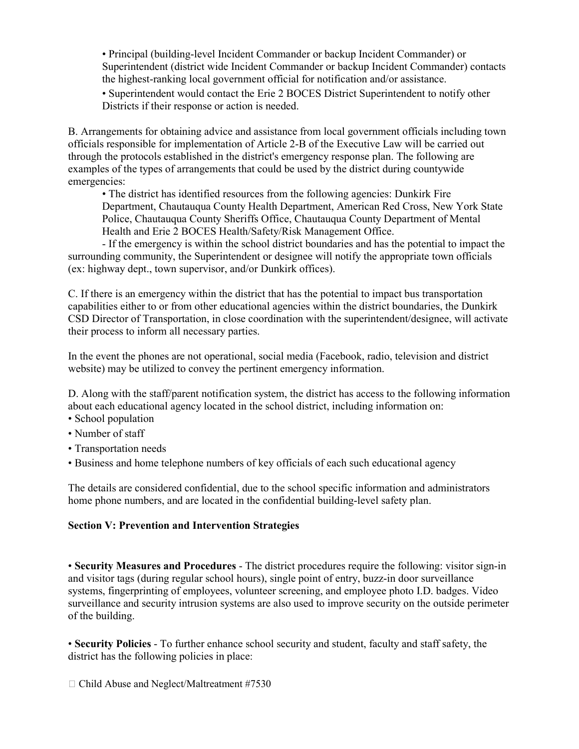- Principal (building-level Incident Commander or backup Incident Commander) or Superintendent (district wide Incident Commander or backup Incident Commander) contacts the highest-ranking local government official for notification and/or assistance.
- Superintendent would contact the Erie 2 BOCES District Superintendent to notify other Districts if their response or action is needed.

B. Arrangements for obtaining advice and assistance from local government officials including town officials responsible for implementation of Article 2-B of the Executive Law will be carried out through the protocols established in the district's emergency response plan. The following are examples of the types of arrangements that could be used by the district during countywide emergencies:

- The district has identified resources from the following agencies: Dunkirk Fire Department, Chautauqua County Health Department, American Red Cross, New York State Police, Chautauqua County Sheriffs Office, Chautauqua County Department of Mental Health and Erie 2 BOCES Health/Safety/Risk Management Office.
- If the emergency is within the school district boundaries and has the potential to impact the surrounding community, the Superintendent or designee will notify the appropriate town officials (ex: highway dept., town supervisor, and/or Dunkirk offices).

C. If there is an emergency within the district that has the potential to impact bus transportation capabilities either to or from other educational agencies within the district boundaries, the Dunkirk CSD Director of Transportation, in close coordination with the superintendent/designee, will activate their process to inform all necessary parties.

In the event the phones are not operational, social media (Facebook, radio, television and district website) may be utilized to convey the pertinent emergency information.

D. Along with the staff/parent notification system, the district has access to the following information about each educational agency located in the school district, including information on:

- School population
- Number of staff
- Transportation needs
- Business and home telephone numbers of key officials of each such educational agency

The details are considered confidential, due to the school specific information and administrators home phone numbers, and are located in the confidential building-level safety plan.

**Section V: Prevention and Intervention Strategies**

- **Security Measures and Procedures** - The district procedures require the following: visitor sign-in and visitor tags (during regular school hours), single point of entry, buzz-in door surveillance systems, fingerprinting of employees, volunteer screening, and employee photo I.D. badges. Video surveillance and security intrusion systems are also used to improve security on the outside perimeter of the building.

- **Security Policies** - To further enhance school security and student, faculty and staff safety, the district has the following policies in place:

  - Child Abuse and Neglect/Maltreatment #7530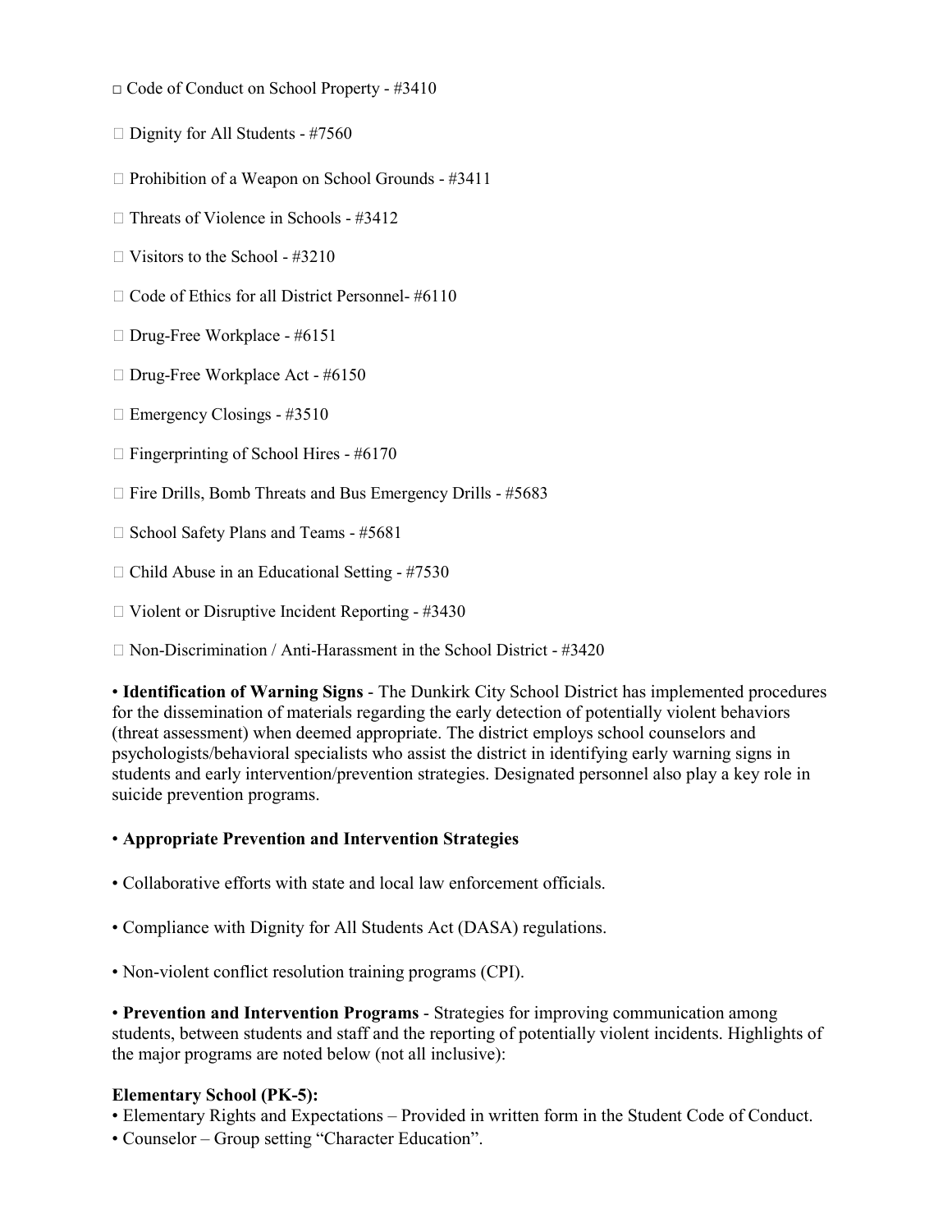- Code of Conduct on School Property - #3410
- Dignity for All Students - #7560
- Prohibition of a Weapon on School Grounds - #3411
- Threats of Violence in Schools - #3412
- Visitors to the School - #3210
- Code of Ethics for all District Personnel- #6110
- Drug-Free Workplace - #6151
- Drug-Free Workplace Act - #6150
- Emergency Closings - #3510
- Fingerprinting of School Hires - #6170
- Fire Drills, Bomb Threats and Bus Emergency Drills - #5683
- School Safety Plans and Teams - #5681
- Child Abuse in an Educational Setting - #7530
- Violent or Disruptive Incident Reporting - #3430
- Non-Discrimination / Anti-Harassment in the School District - #3420

• **Identification of Warning Signs** - The Dunkirk City School District has implemented procedures for the dissemination of materials regarding the early detection of potentially violent behaviors (threat assessment) when deemed appropriate. The district employs school counselors and psychologists/behavioral specialists who assist the district in identifying early warning signs in students and early intervention/prevention strategies. Designated personnel also play a key role in suicide prevention programs.

• **Appropriate Prevention and Intervention Strategies**

• Collaborative efforts with state and local law enforcement officials.

• Compliance with Dignity for All Students Act (DASA) regulations.

• Non-violent conflict resolution training programs (CPI).

• **Prevention and Intervention Programs** - Strategies for improving communication among students, between students and staff and the reporting of potentially violent incidents. Highlights of the major programs are noted below (not all inclusive):

**Elementary School (PK-5):**

• Elementary Rights and Expectations – Provided in written form in the Student Code of Conduct.
• Counselor – Group setting "Character Education".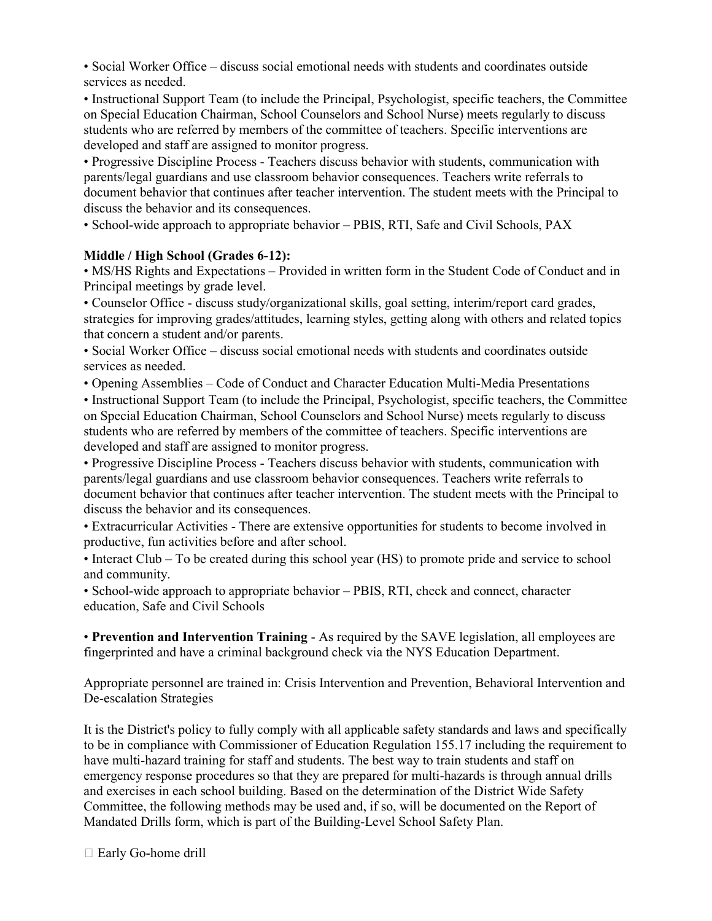- Social Worker Office – discuss social emotional needs with students and coordinates outside services as needed.
- Instructional Support Team (to include the Principal, Psychologist, specific teachers, the Committee on Special Education Chairman, School Counselors and School Nurse) meets regularly to discuss students who are referred by members of the committee of teachers. Specific interventions are developed and staff are assigned to monitor progress.
- Progressive Discipline Process - Teachers discuss behavior with students, communication with parents/legal guardians and use classroom behavior consequences. Teachers write referrals to document behavior that continues after teacher intervention. The student meets with the Principal to discuss the behavior and its consequences.
- School-wide approach to appropriate behavior – PBIS, RTI, Safe and Civil Schools, PAX

**Middle / High School (Grades 6-12):**

- MS/HS Rights and Expectations – Provided in written form in the Student Code of Conduct and in Principal meetings by grade level.
- Counselor Office - discuss study/organizational skills, goal setting, interim/report card grades, strategies for improving grades/attitudes, learning styles, getting along with others and related topics that concern a student and/or parents.
- Social Worker Office – discuss social emotional needs with students and coordinates outside services as needed.
- Opening Assemblies – Code of Conduct and Character Education Multi-Media Presentations
- Instructional Support Team (to include the Principal, Psychologist, specific teachers, the Committee on Special Education Chairman, School Counselors and School Nurse) meets regularly to discuss students who are referred by members of the committee of teachers. Specific interventions are developed and staff are assigned to monitor progress.
- Progressive Discipline Process - Teachers discuss behavior with students, communication with parents/legal guardians and use classroom behavior consequences. Teachers write referrals to document behavior that continues after teacher intervention. The student meets with the Principal to discuss the behavior and its consequences.
- Extracurricular Activities - There are extensive opportunities for students to become involved in productive, fun activities before and after school.
- Interact Club – To be created during this school year (HS) to promote pride and service to school and community.
- School-wide approach to appropriate behavior – PBIS, RTI, check and connect, character education, Safe and Civil Schools

- **Prevention and Intervention Training** - As required by the SAVE legislation, all employees are fingerprinted and have a criminal background check via the NYS Education Department.

Appropriate personnel are trained in: Crisis Intervention and Prevention, Behavioral Intervention and De-escalation Strategies

It is the District's policy to fully comply with all applicable safety standards and laws and specifically to be in compliance with Commissioner of Education Regulation 155.17 including the requirement to have multi-hazard training for staff and students. The best way to train students and staff on emergency response procedures so that they are prepared for multi-hazards is through annual drills and exercises in each school building. Based on the determination of the District Wide Safety Committee, the following methods may be used and, if so, will be documented on the Report of Mandated Drills form, which is part of the Building-Level School Safety Plan.

- Early Go-home drill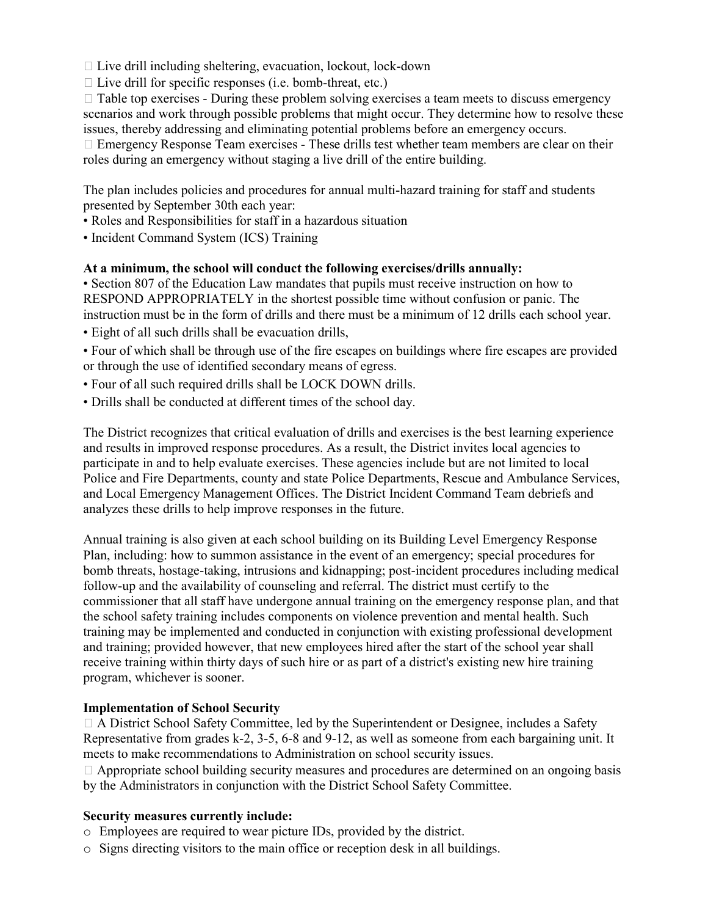- Live drill including sheltering, evacuation, lockout, lock-down
- Live drill for specific responses (i.e. bomb-threat, etc.)
- Table top exercises - During these problem solving exercises a team meets to discuss emergency scenarios and work through possible problems that might occur. They determine how to resolve these issues, thereby addressing and eliminating potential problems before an emergency occurs.
- Emergency Response Team exercises - These drills test whether team members are clear on their roles during an emergency without staging a live drill of the entire building.

The plan includes policies and procedures for annual multi-hazard training for staff and students presented by September 30th each year:

- Roles and Responsibilities for staff in a hazardous situation
- Incident Command System (ICS) Training

**At a minimum, the school will conduct the following exercises/drills annually:**

- Section 807 of the Education Law mandates that pupils must receive instruction on how to RESPOND APPROPRIATELY in the shortest possible time without confusion or panic. The instruction must be in the form of drills and there must be a minimum of 12 drills each school year.
- Eight of all such drills shall be evacuation drills,
- Four of which shall be through use of the fire escapes on buildings where fire escapes are provided or through the use of identified secondary means of egress.
- Four of all such required drills shall be LOCK DOWN drills.
- Drills shall be conducted at different times of the school day.

The District recognizes that critical evaluation of drills and exercises is the best learning experience and results in improved response procedures. As a result, the District invites local agencies to participate in and to help evaluate exercises. These agencies include but are not limited to local Police and Fire Departments, county and state Police Departments, Rescue and Ambulance Services, and Local Emergency Management Offices. The District Incident Command Team debriefs and analyzes these drills to help improve responses in the future.

Annual training is also given at each school building on its Building Level Emergency Response Plan, including: how to summon assistance in the event of an emergency; special procedures for bomb threats, hostage-taking, intrusions and kidnapping; post-incident procedures including medical follow-up and the availability of counseling and referral. The district must certify to the commissioner that all staff have undergone annual training on the emergency response plan, and that the school safety training includes components on violence prevention and mental health. Such training may be implemented and conducted in conjunction with existing professional development and training; provided however, that new employees hired after the start of the school year shall receive training within thirty days of such hire or as part of a district's existing new hire training program, whichever is sooner.

**Implementation of School Security**

- A District School Safety Committee, led by the Superintendent or Designee, includes a Safety Representative from grades k-2, 3-5, 6-8 and 9-12, as well as someone from each bargaining unit. It meets to make recommendations to Administration on school security issues.
- Appropriate school building security measures and procedures are determined on an ongoing basis by the Administrators in conjunction with the District School Safety Committee.

**Security measures currently include:**

- Employees are required to wear picture IDs, provided by the district.
- Signs directing visitors to the main office or reception desk in all buildings.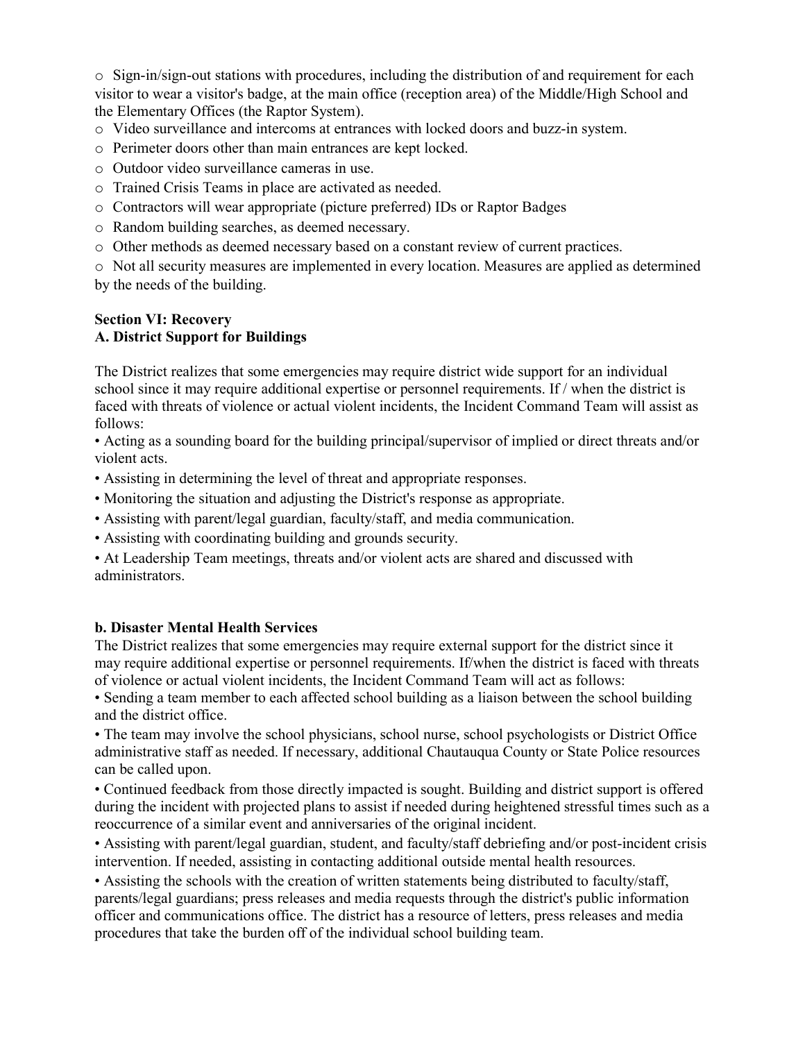- Sign-in/sign-out stations with procedures, including the distribution of and requirement for each visitor to wear a visitor's badge, at the main office (reception area) of the Middle/High School and the Elementary Offices (the Raptor System).
- Video surveillance and intercoms at entrances with locked doors and buzz-in system.
- Perimeter doors other than main entrances are kept locked.
- Outdoor video surveillance cameras in use.
- Trained Crisis Teams in place are activated as needed.
- Contractors will wear appropriate (picture preferred) IDs or Raptor Badges
- Random building searches, as deemed necessary.
- Other methods as deemed necessary based on a constant review of current practices.
- Not all security measures are implemented in every location. Measures are applied as determined by the needs of the building.

**Section VI: Recovery**
**A. District Support for Buildings**

The District realizes that some emergencies may require district wide support for an individual school since it may require additional expertise or personnel requirements. If / when the district is faced with threats of violence or actual violent incidents, the Incident Command Team will assist as follows:

- Acting as a sounding board for the building principal/supervisor of implied or direct threats and/or violent acts.
- Assisting in determining the level of threat and appropriate responses.
- Monitoring the situation and adjusting the District's response as appropriate.
- Assisting with parent/legal guardian, faculty/staff, and media communication.
- Assisting with coordinating building and grounds security.
- At Leadership Team meetings, threats and/or violent acts are shared and discussed with administrators.

**b. Disaster Mental Health Services**

The District realizes that some emergencies may require external support for the district since it may require additional expertise or personnel requirements. If/when the district is faced with threats of violence or actual violent incidents, the Incident Command Team will act as follows:

- Sending a team member to each affected school building as a liaison between the school building and the district office.
- The team may involve the school physicians, school nurse, school psychologists or District Office administrative staff as needed. If necessary, additional Chautauqua County or State Police resources can be called upon.
- Continued feedback from those directly impacted is sought. Building and district support is offered during the incident with projected plans to assist if needed during heightened stressful times such as a reoccurrence of a similar event and anniversaries of the original incident.
- Assisting with parent/legal guardian, student, and faculty/staff debriefing and/or post-incident crisis intervention. If needed, assisting in contacting additional outside mental health resources.
- Assisting the schools with the creation of written statements being distributed to faculty/staff, parents/legal guardians; press releases and media requests through the district's public information officer and communications office. The district has a resource of letters, press releases and media procedures that take the burden off of the individual school building team.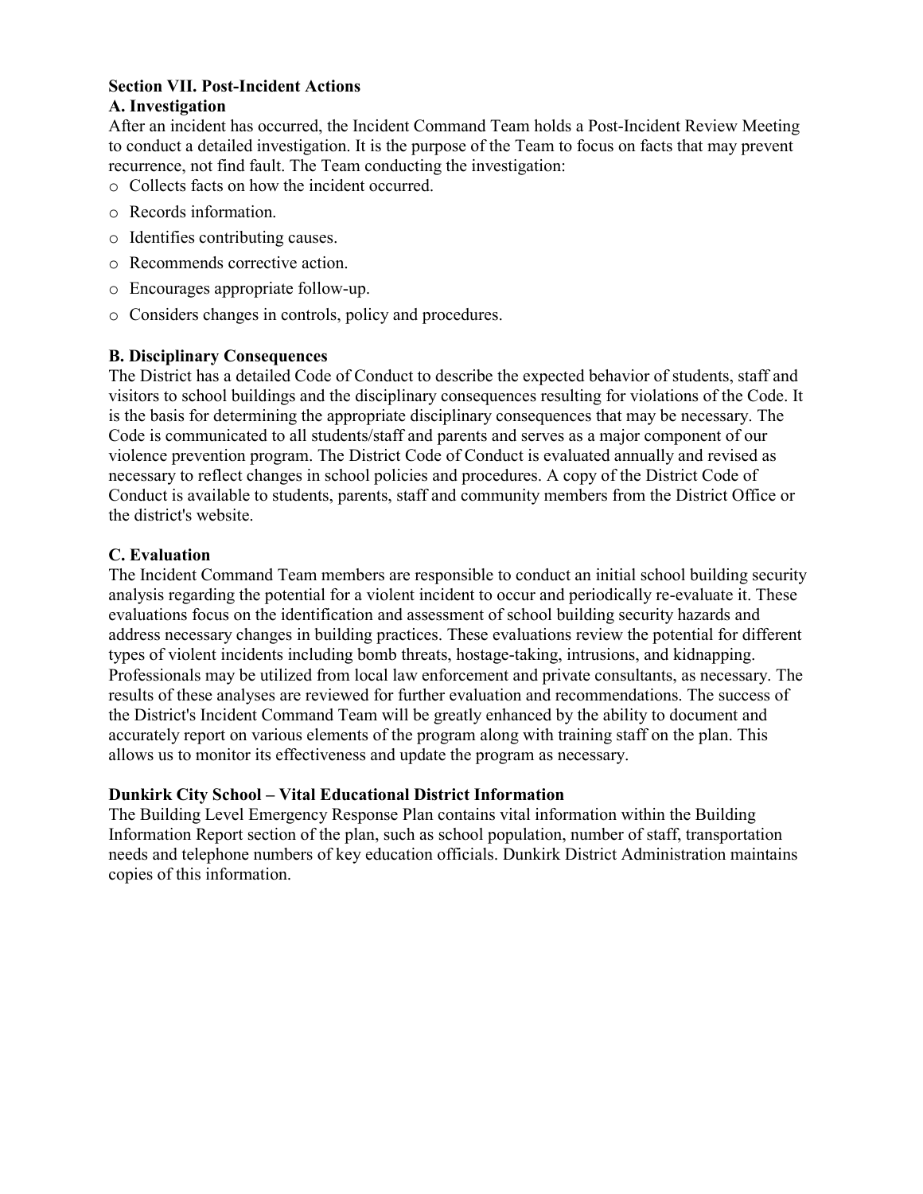## Section VII. Post-Incident Actions

### A. Investigation

After an incident has occurred, the Incident Command Team holds a Post-Incident Review Meeting to conduct a detailed investigation. It is the purpose of the Team to focus on facts that may prevent recurrence, not find fault. The Team conducting the investigation:

- Collects facts on how the incident occurred.
- Records information.
- Identifies contributing causes.
- Recommends corrective action.
- Encourages appropriate follow-up.
- Considers changes in controls, policy and procedures.

### B. Disciplinary Consequences

The District has a detailed Code of Conduct to describe the expected behavior of students, staff and visitors to school buildings and the disciplinary consequences resulting for violations of the Code. It is the basis for determining the appropriate disciplinary consequences that may be necessary. The Code is communicated to all students/staff and parents and serves as a major component of our violence prevention program. The District Code of Conduct is evaluated annually and revised as necessary to reflect changes in school policies and procedures. A copy of the District Code of Conduct is available to students, parents, staff and community members from the District Office or the district's website.

### C. Evaluation

The Incident Command Team members are responsible to conduct an initial school building security analysis regarding the potential for a violent incident to occur and periodically re-evaluate it. These evaluations focus on the identification and assessment of school building security hazards and address necessary changes in building practices. These evaluations review the potential for different types of violent incidents including bomb threats, hostage-taking, intrusions, and kidnapping. Professionals may be utilized from local law enforcement and private consultants, as necessary. The results of these analyses are reviewed for further evaluation and recommendations. The success of the District's Incident Command Team will be greatly enhanced by the ability to document and accurately report on various elements of the program along with training staff on the plan. This allows us to monitor its effectiveness and update the program as necessary.

### Dunkirk City School – Vital Educational District Information

The Building Level Emergency Response Plan contains vital information within the Building Information Report section of the plan, such as school population, number of staff, transportation needs and telephone numbers of key education officials. Dunkirk District Administration maintains copies of this information.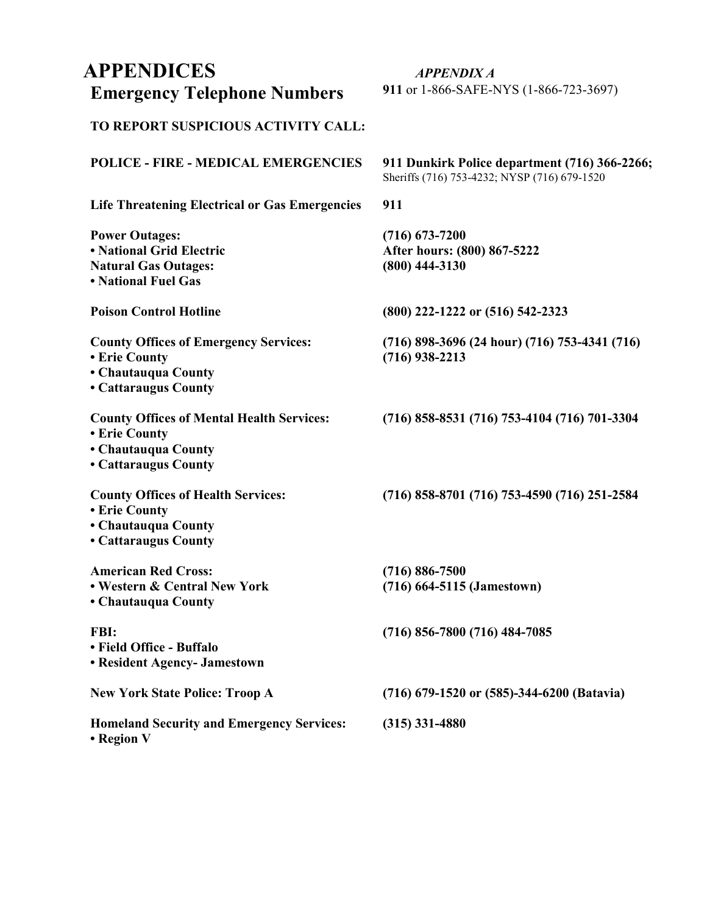# APPENDICES

*APPENDIX A*

## Emergency Telephone Numbers

**TO REPORT SUSPICIOUS ACTIVITY CALL:** **911** or 1-866-SAFE-NYS (1-866-723-3697)

| | |
|---|---|
| **POLICE - FIRE - MEDICAL EMERGENCIES** | **911 Dunkirk Police department (716) 366-2266;** Sheriffs (716) 753-4232; NYSP (716) 679-1520 |
| **Life Threatening Electrical or Gas Emergencies** | **911** |
| **Power Outages:**<br>**• National Grid Electric**<br>**Natural Gas Outages:**<br>**• National Fuel Gas** | **(716) 673-7200**<br>**After hours: (800) 867-5222**<br>**(800) 444-3130** |
| **Poison Control Hotline** | **(800) 222-1222 or (516) 542-2323** |
| **County Offices of Emergency Services:**<br>**• Erie County**<br>**• Chautauqua County**<br>**• Cattaraugus County** | **(716) 898-3696 (24 hour) (716) 753-4341 (716) (716) 938-2213** |
| **County Offices of Mental Health Services:**<br>**• Erie County**<br>**• Chautauqua County**<br>**• Cattaraugus County** | **(716) 858-8531 (716) 753-4104 (716) 701-3304** |
| **County Offices of Health Services:**<br>**• Erie County**<br>**• Chautauqua County**<br>**• Cattaraugus County** | **(716) 858-8701 (716) 753-4590 (716) 251-2584** |
| **American Red Cross:**<br>**• Western & Central New York**<br>**• Chautauqua County** | **(716) 886-7500**<br>**(716) 664-5115 (Jamestown)** |
| **FBI:**<br>**• Field Office - Buffalo**<br>**• Resident Agency- Jamestown** | **(716) 856-7800 (716) 484-7085** |
| **New York State Police: Troop A** | **(716) 679-1520 or (585)-344-6200 (Batavia)** |
| **Homeland Security and Emergency Services:**<br>**• Region V** | **(315) 331-4880** |